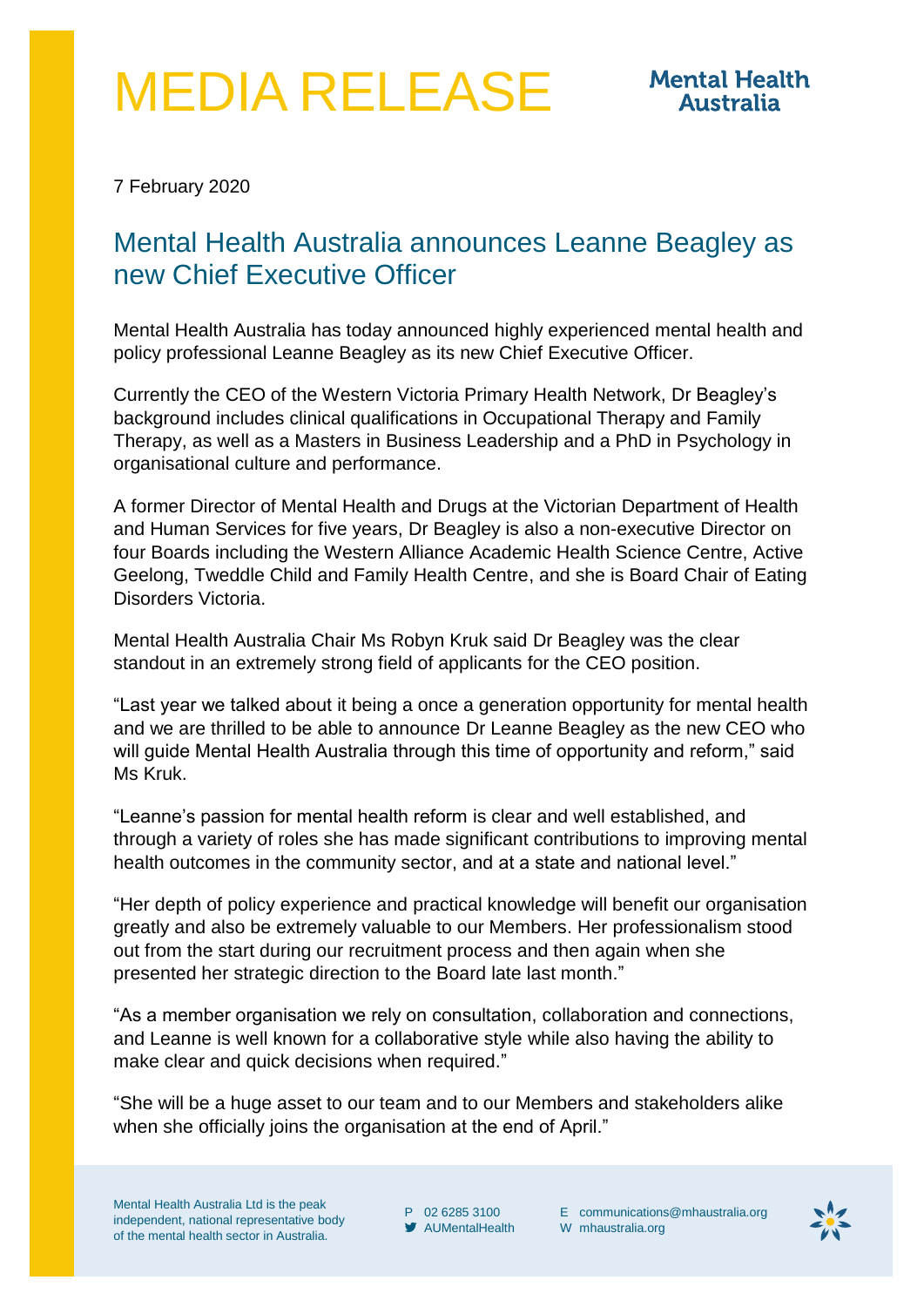# MEDIA RELEASE

Mental Health Australia

7 February 2020

## Mental Health Australia announces Leanne Beagley as new Chief Executive Officer

Mental Health Australia has today announced highly experienced mental health and policy professional Leanne Beagley as its new Chief Executive Officer.

Currently the CEO of the Western Victoria Primary Health Network, Dr Beagley's background includes clinical qualifications in Occupational Therapy and Family Therapy, as well as a Masters in Business Leadership and a PhD in Psychology in organisational culture and performance.

A former Director of Mental Health and Drugs at the Victorian Department of Health and Human Services for five years, Dr Beagley is also a non-executive Director on four Boards including the Western Alliance Academic Health Science Centre, Active Geelong, Tweddle Child and Family Health Centre, and she is Board Chair of Eating Disorders Victoria.

Mental Health Australia Chair Ms Robyn Kruk said Dr Beagley was the clear standout in an extremely strong field of applicants for the CEO position.

"Last year we talked about it being a once a generation opportunity for mental health and we are thrilled to be able to announce Dr Leanne Beagley as the new CEO who will guide Mental Health Australia through this time of opportunity and reform," said Ms Kruk.

"Leanne's passion for mental health reform is clear and well established, and through a variety of roles she has made significant contributions to improving mental health outcomes in the community sector, and at a state and national level."

"Her depth of policy experience and practical knowledge will benefit our organisation greatly and also be extremely valuable to our Members. Her professionalism stood out from the start during our recruitment process and then again when she presented her strategic direction to the Board late last month."

"As a member organisation we rely on consultation, collaboration and connections, and Leanne is well known for a collaborative style while also having the ability to make clear and quick decisions when required."

"She will be a huge asset to our team and to our Members and stakeholders alike when she officially joins the organisation at the end of April."

Mental Health Australia Ltd is the peak independent, national representative body of the mental health sector in Australia.

P 02 6285 3100
AUMentalHealth
E communications@mhaustralia.org
W mhaustralia.org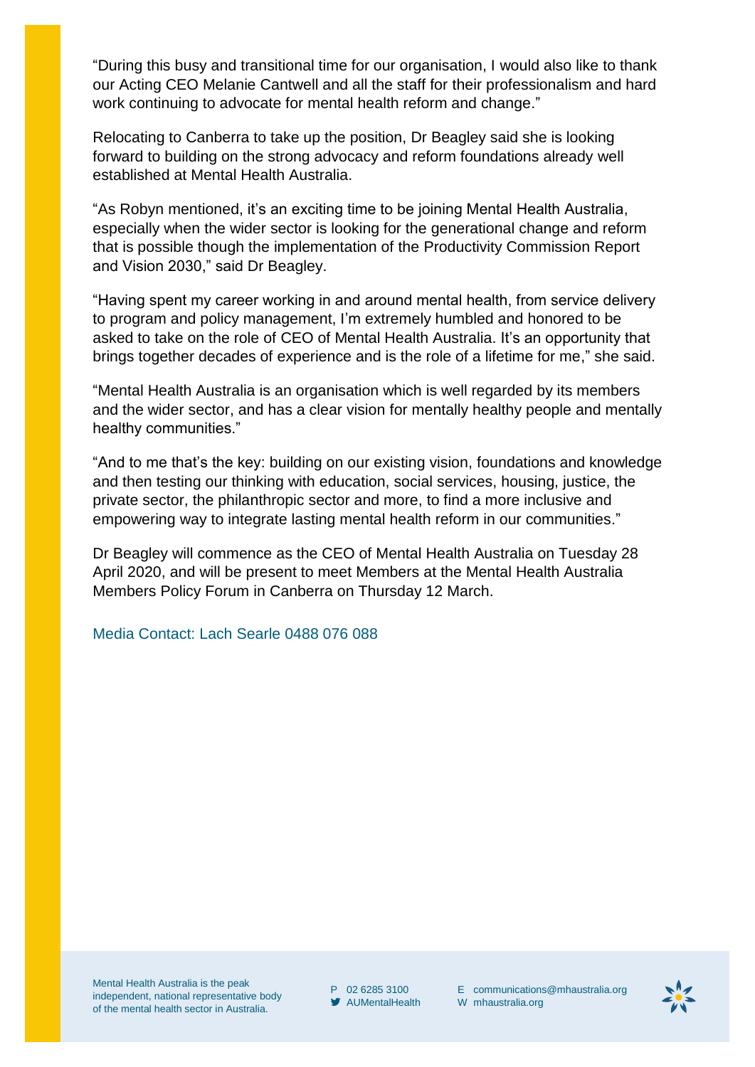"During this busy and transitional time for our organisation, I would also like to thank our Acting CEO Melanie Cantwell and all the staff for their professionalism and hard work continuing to advocate for mental health reform and change."

Relocating to Canberra to take up the position, Dr Beagley said she is looking forward to building on the strong advocacy and reform foundations already well established at Mental Health Australia.

"As Robyn mentioned, it's an exciting time to be joining Mental Health Australia, especially when the wider sector is looking for the generational change and reform that is possible though the implementation of the Productivity Commission Report and Vision 2030," said Dr Beagley.

"Having spent my career working in and around mental health, from service delivery to program and policy management, I'm extremely humbled and honored to be asked to take on the role of CEO of Mental Health Australia. It's an opportunity that brings together decades of experience and is the role of a lifetime for me," she said.

"Mental Health Australia is an organisation which is well regarded by its members and the wider sector, and has a clear vision for mentally healthy people and mentally healthy communities."

"And to me that's the key: building on our existing vision, foundations and knowledge and then testing our thinking with education, social services, housing, justice, the private sector, the philanthropic sector and more, to find a more inclusive and empowering way to integrate lasting mental health reform in our communities."

Dr Beagley will commence as the CEO of Mental Health Australia on Tuesday 28 April 2020, and will be present to meet Members at the Mental Health Australia Members Policy Forum in Canberra on Thursday 12 March.

Media Contact: Lach Searle 0488 076 088

Mental Health Australia is the peak independent, national representative body of the mental health sector in Australia.

P 02 6285 3100
AUMentalHealth

E communications@mhaustralia.org
W mhaustralia.org